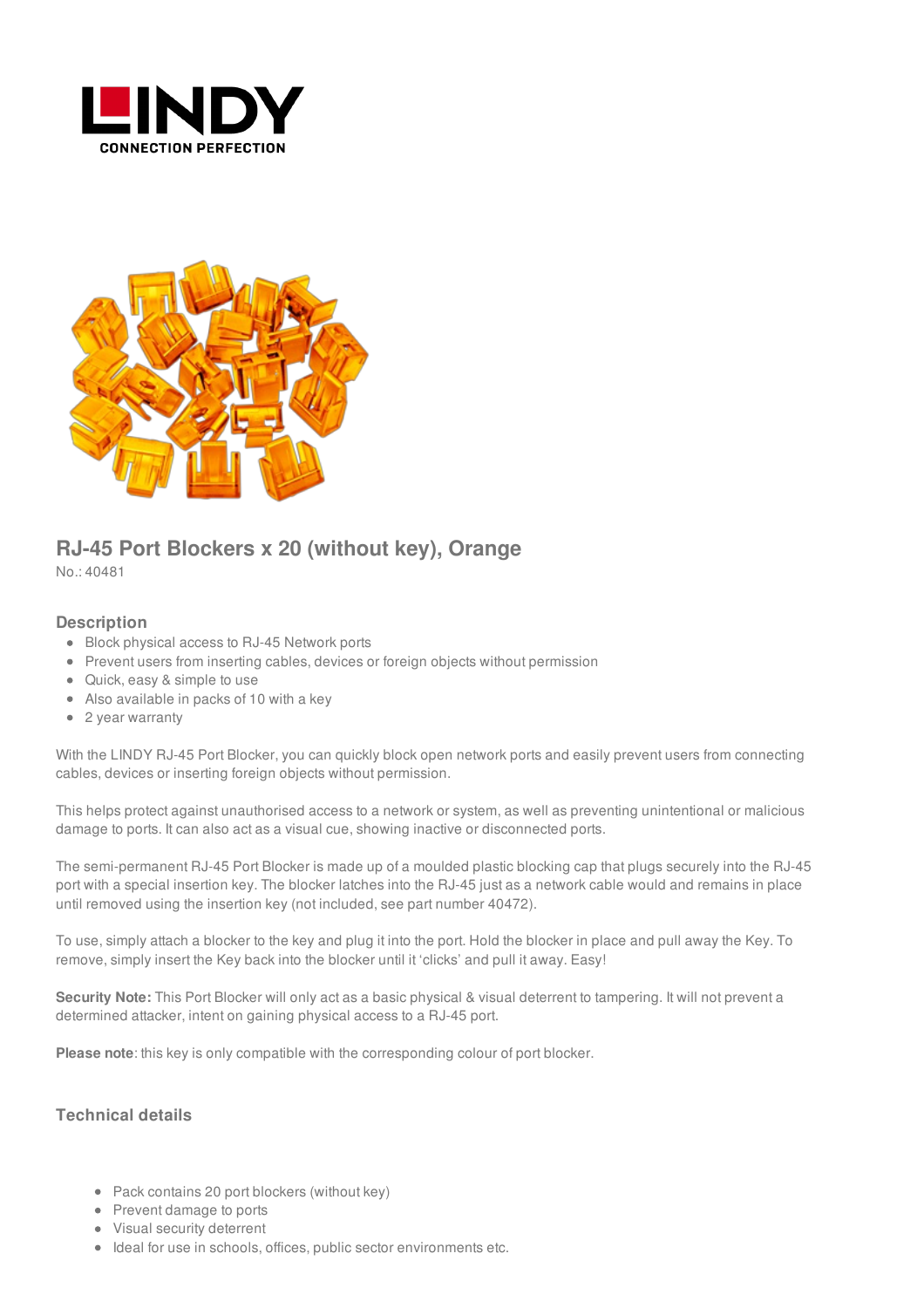# RJ-45 Port Blockers x 20 (without key), Orange

No.: 40481

## Description

- Block physical access to RJ-45 Network ports
- Prevent users from inserting cables, devices or foreign objects without permission
- Quick, easy & simple to use
- Also available in packs of 10 with a key
- 2 year warranty

With the LINDY RJ-45 Port Blocker, you can quickly block open network ports and easily prevent users from connecting cables, devices or inserting foreign objects without permission.

This helps protect against unauthorised access to a network or system, as well as preventing unintentional or malicious damage to ports. It can also act as a visual cue, showing inactive or disconnected ports.

The semi-permanent RJ-45 Port Blocker is made up of a moulded plastic blocking cap that plugs securely into the RJ-45 port with a special insertion key. The blocker latches into the RJ-45 just as a network cable would and remains in place until removed using the insertion key (not included, see part number 40472).

To use, simply attach a blocker to the key and plug it into the port. Hold the blocker in place and pull away the Key. To remove, simply insert the Key back into the blocker until it 'clicks' and pull it away. Easy!

**Security Note:** This Port Blocker will only act as a basic physical & visual deterrent to tampering. It will not prevent a determined attacker, intent on gaining physical access to a RJ-45 port.

**Please note**: this key is only compatible with the corresponding colour of port blocker.

## Technical details

- Pack contains 20 port blockers (without key)
- Prevent damage to ports
- Visual security deterrent
- Ideal for use in schools, offices, public sector environments etc.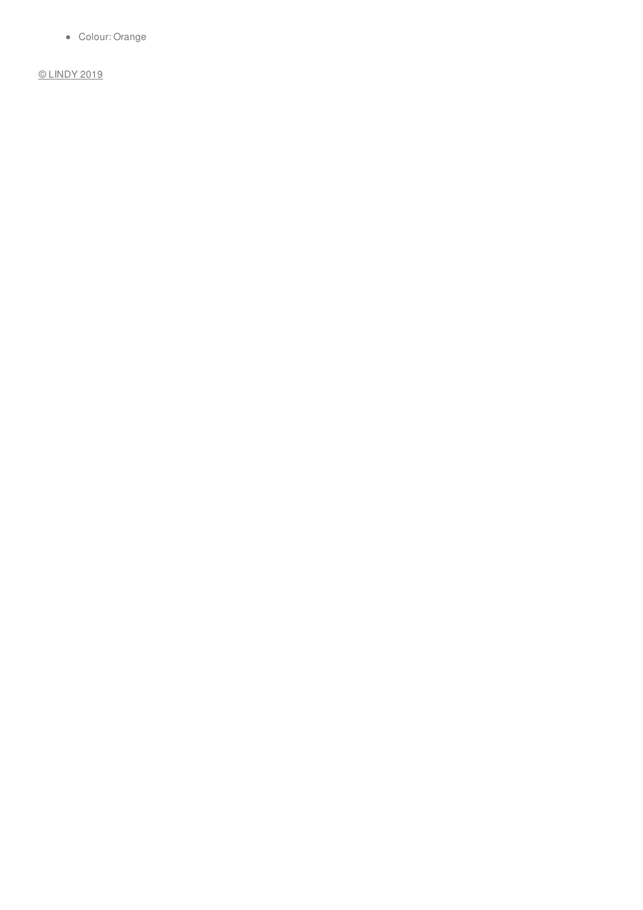- Colour: Orange

© LINDY 2019